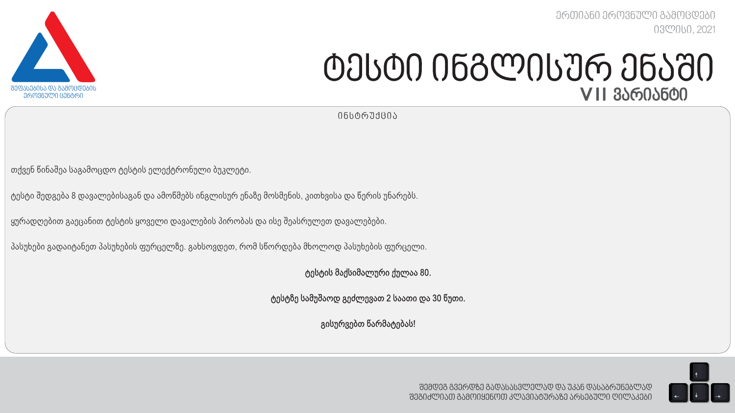შეფასებისა და გამოცდების ეროვნული ცენტრი

ერთიანი ეროვნული გამოცდები
ივლისი, 2021

# ტესტი ინგლისურ ენაში
## VII ვარიანტი

ინსტრუქცია

თქვენ წინაშეა საგამოცდო ტესტის ელექტრონული ბუკლეტი.

ტესტი შედგება 8 დავალებისაგან და ამოწმებს ინგლისურ ენაზე მოსმენის, კითხვისა და წერის უნარებს.

ყურადღებით გაეცანით ტესტის ყოველი დავალების პირობას და ისე შეასრულეთ დავალებები.

პასუხები გადაიტანეთ პასუხების ფურცელზე. გახსოვდეთ, რომ სწორდება მხოლოდ პასუხების ფურცელი.

**ტესტის მაქსიმალური ქულაა 80.**

**ტესტზე სამუშაოდ გეძლევათ 2 საათი და 30 წუთი.**

**გისურვებთ წარმატებას!**

შემდეგ გვერდზე გადასასვლელად და უკან დასაბრუნებლად
შეგიძლიათ გამოიყენოთ კლავიატურაზე არსებული ღილაკები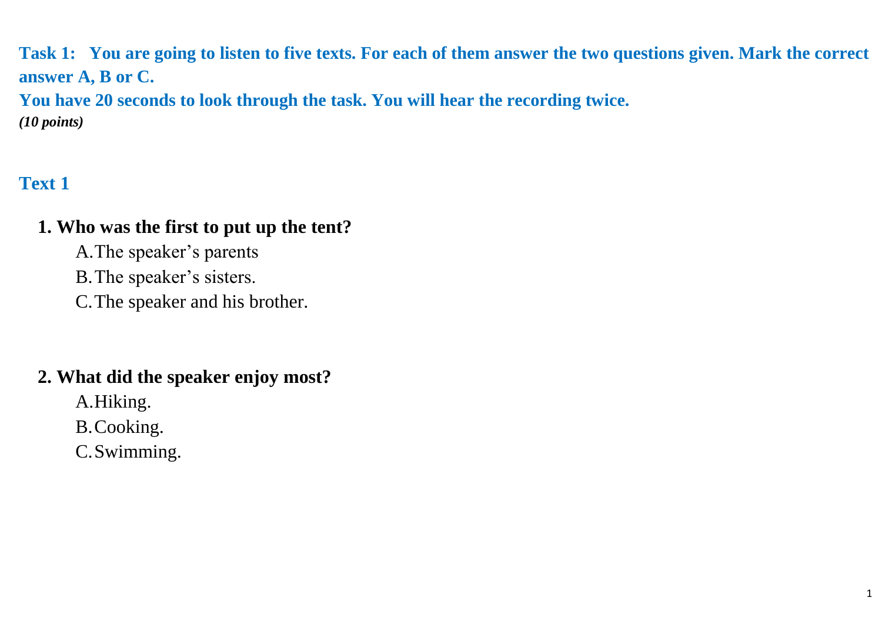**Task 1: You are going to listen to five texts. For each of them answer the two questions given. Mark the correct answer A, B or C.**
**You have 20 seconds to look through the task. You will hear the recording twice.**
***(10 points)***

## Text 1

**1. Who was the first to put up the tent?**

A. The speaker's parents
B. The speaker's sisters.
C. The speaker and his brother.

**2. What did the speaker enjoy most?**

A. Hiking.
B. Cooking.
C. Swimming.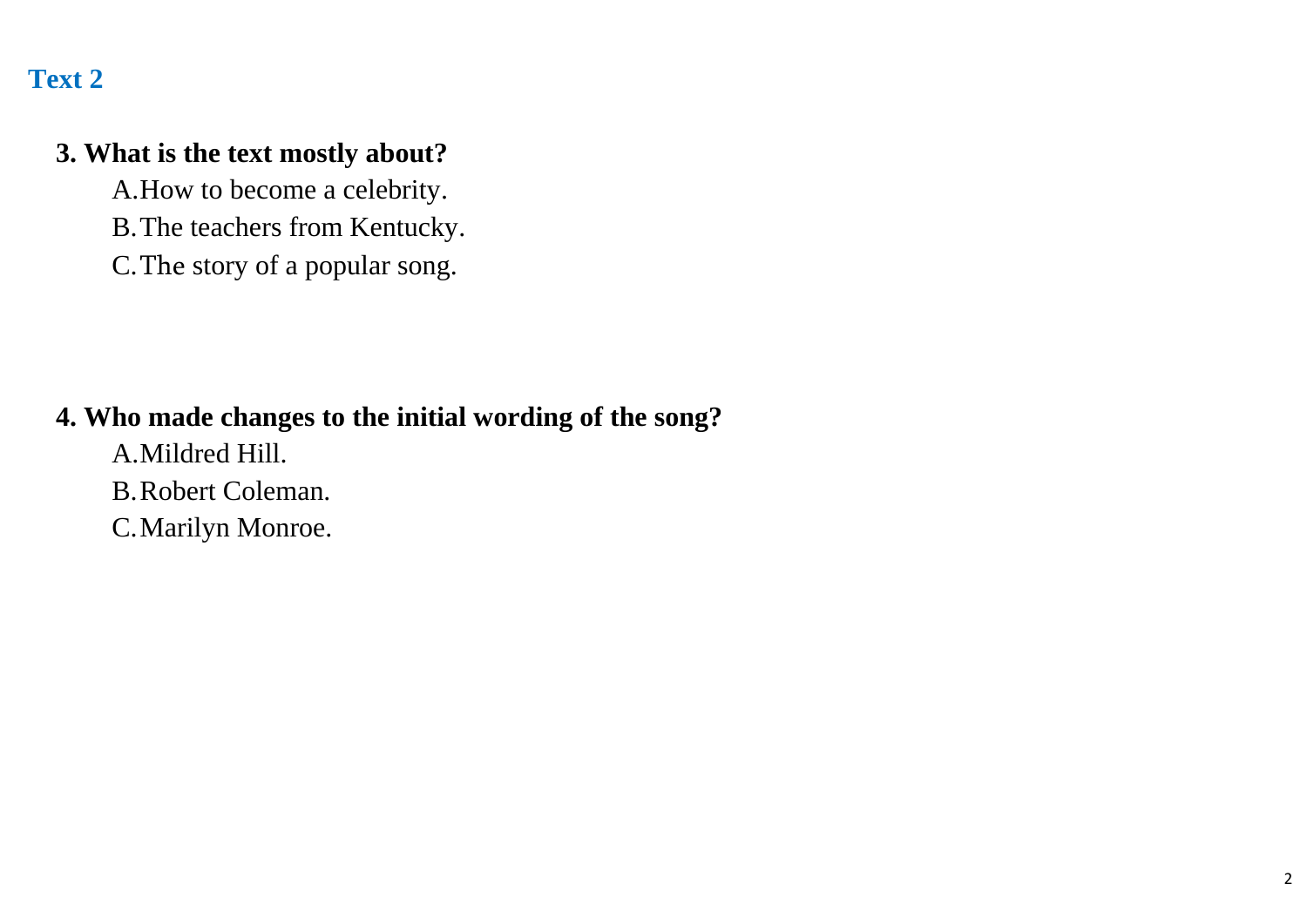## Text 2

**3. What is the text mostly about?**

A. How to become a celebrity.

B. The teachers from Kentucky.

C. The story of a popular song.

**4. Who made changes to the initial wording of the song?**

A. Mildred Hill.

B. Robert Coleman.

C. Marilyn Monroe.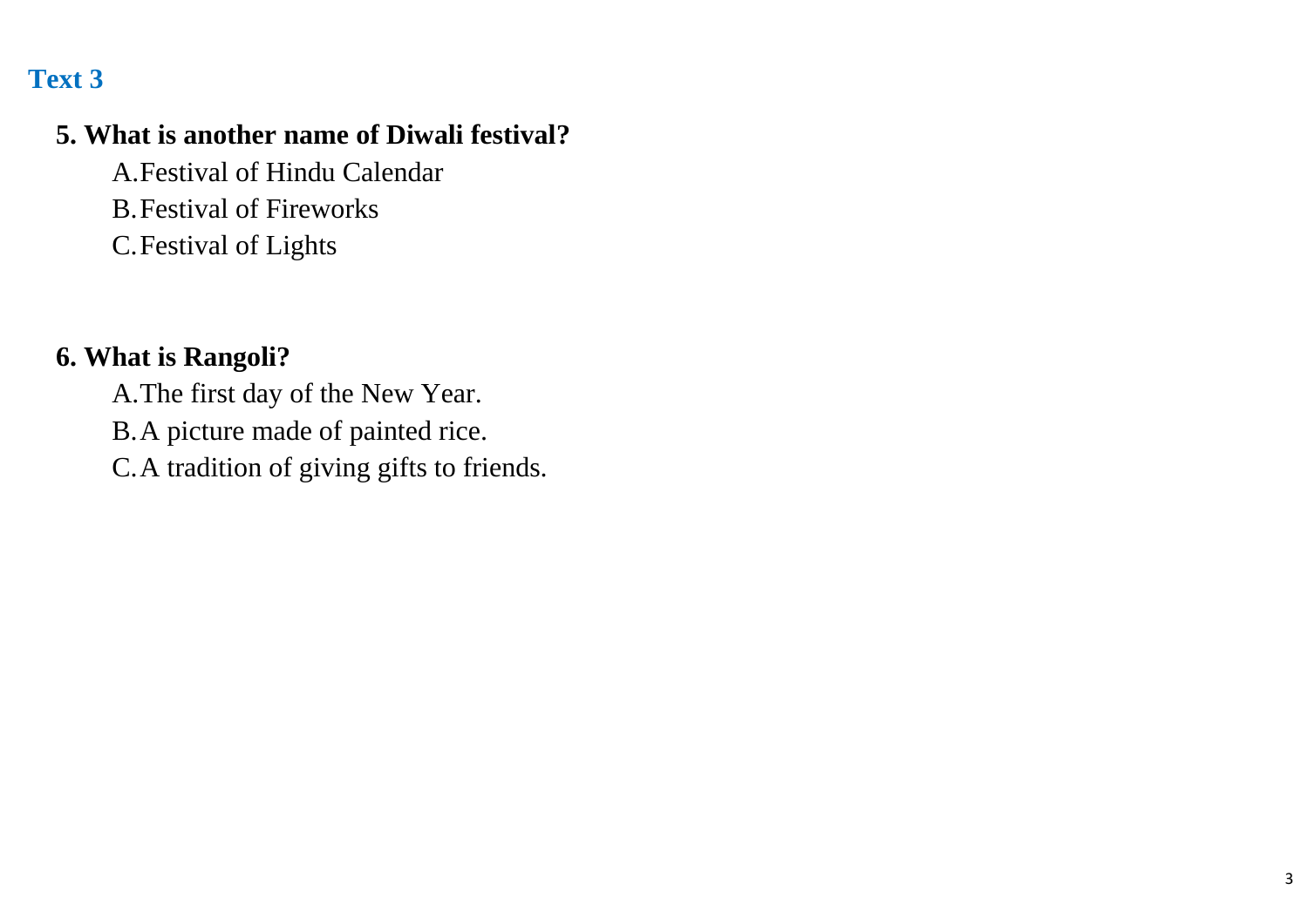## Text 3

**5. What is another name of Diwali festival?**

A. Festival of Hindu Calendar
B. Festival of Fireworks
C. Festival of Lights

**6. What is Rangoli?**

A. The first day of the New Year.
B. A picture made of painted rice.
C. A tradition of giving gifts to friends.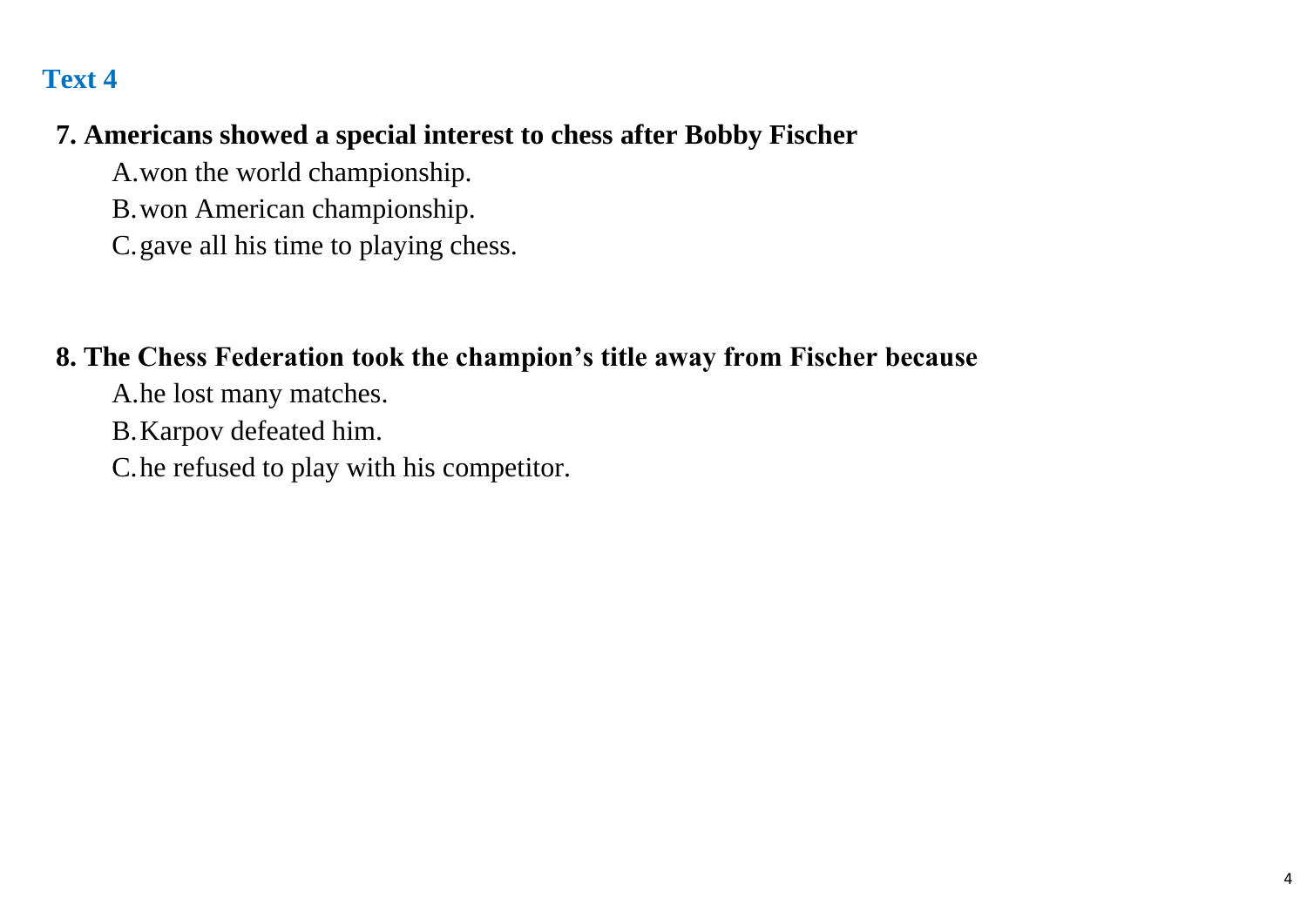## Text 4

**7. Americans showed a special interest to chess after Bobby Fischer**

A. won the world championship.

B. won American championship.

C. gave all his time to playing chess.

**8. The Chess Federation took the champion's title away from Fischer because**

A. he lost many matches.

B. Karpov defeated him.

C. he refused to play with his competitor.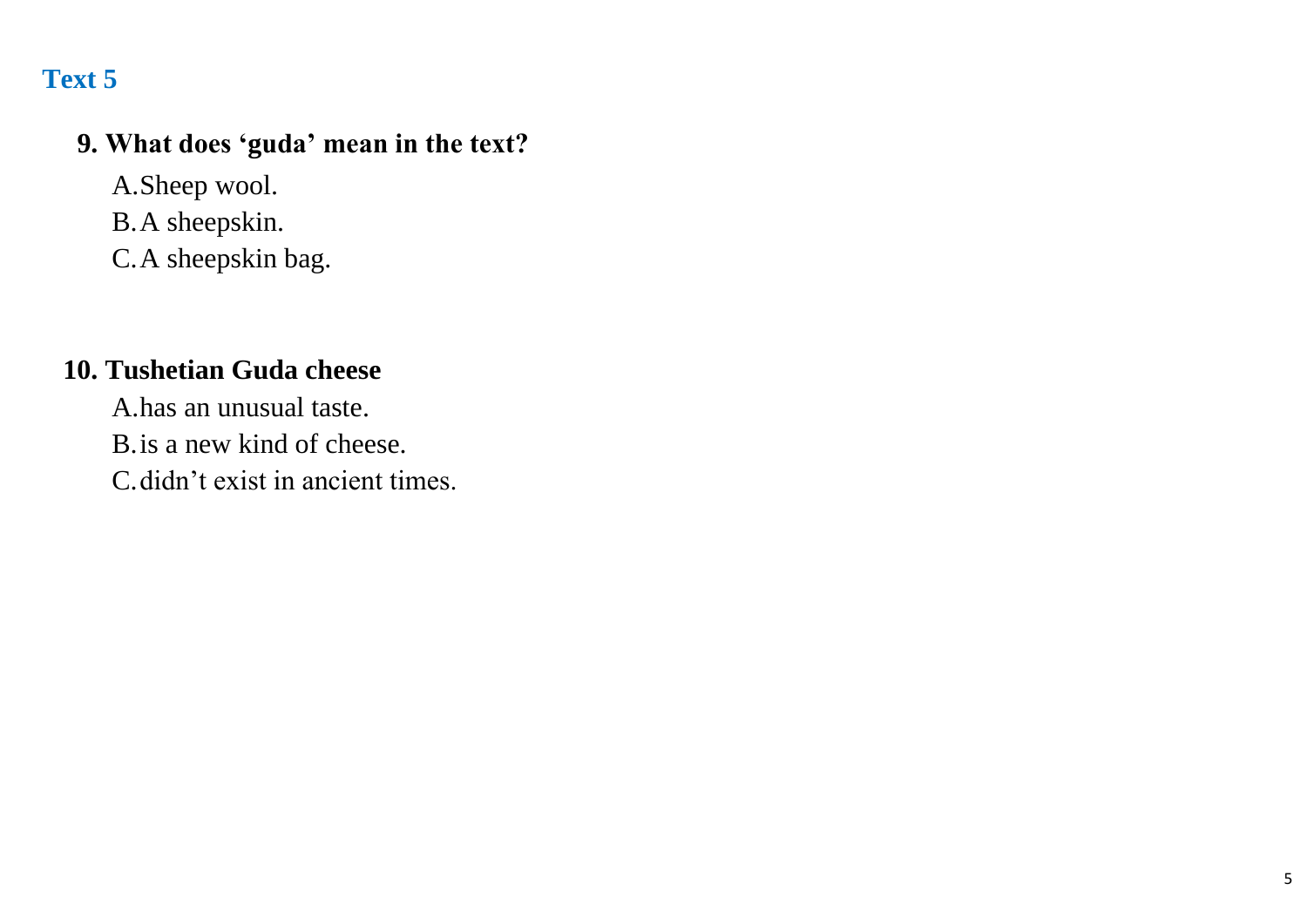## Text 5

**9. What does 'guda' mean in the text?**

A. Sheep wool.
B. A sheepskin.
C. A sheepskin bag.

**10. Tushetian Guda cheese**

A. has an unusual taste.
B. is a new kind of cheese.
C. didn't exist in ancient times.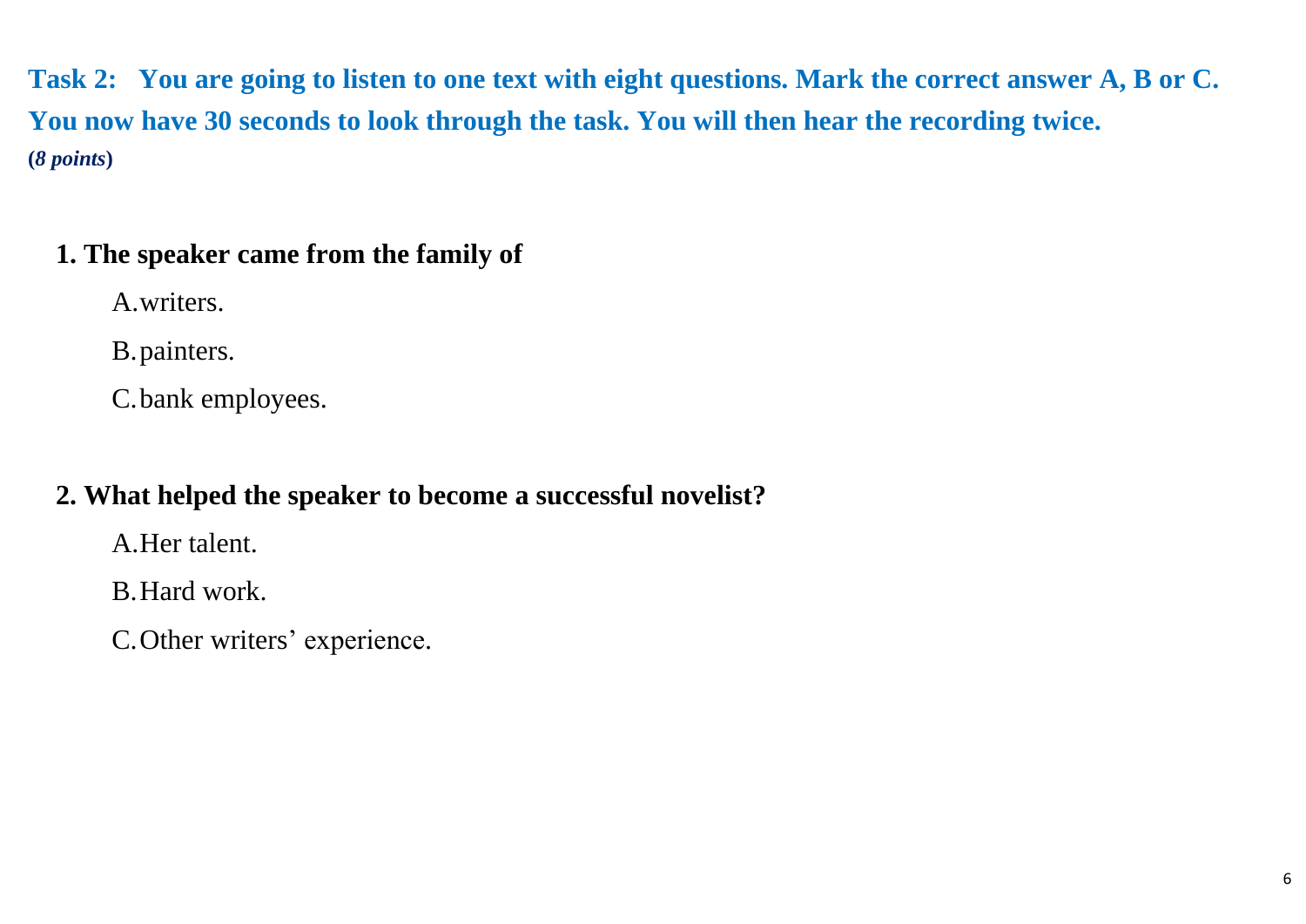**Task 2: You are going to listen to one text with eight questions. Mark the correct answer A, B or C. You now have 30 seconds to look through the task. You will then hear the recording twice.**
**(*8 points*)**

**1. The speaker came from the family of**

A. writers.

B. painters.

C. bank employees.

**2. What helped the speaker to become a successful novelist?**

A. Her talent.

B. Hard work.

C. Other writers' experience.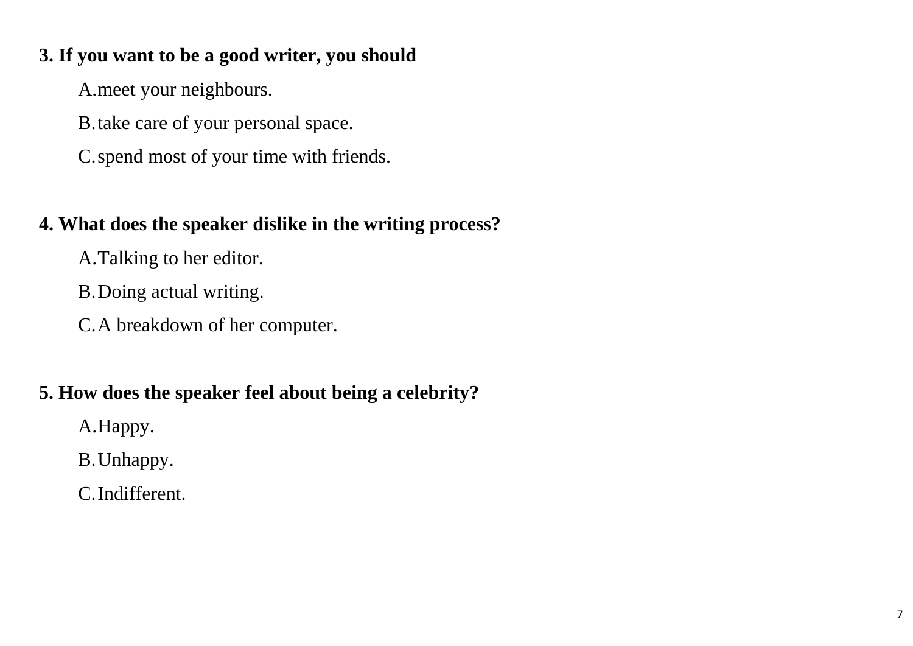**3. If you want to be a good writer, you should**

A. meet your neighbours.

B. take care of your personal space.

C. spend most of your time with friends.

**4. What does the speaker dislike in the writing process?**

A. Talking to her editor.

B. Doing actual writing.

C. A breakdown of her computer.

**5. How does the speaker feel about being a celebrity?**

A. Happy.

B. Unhappy.

C. Indifferent.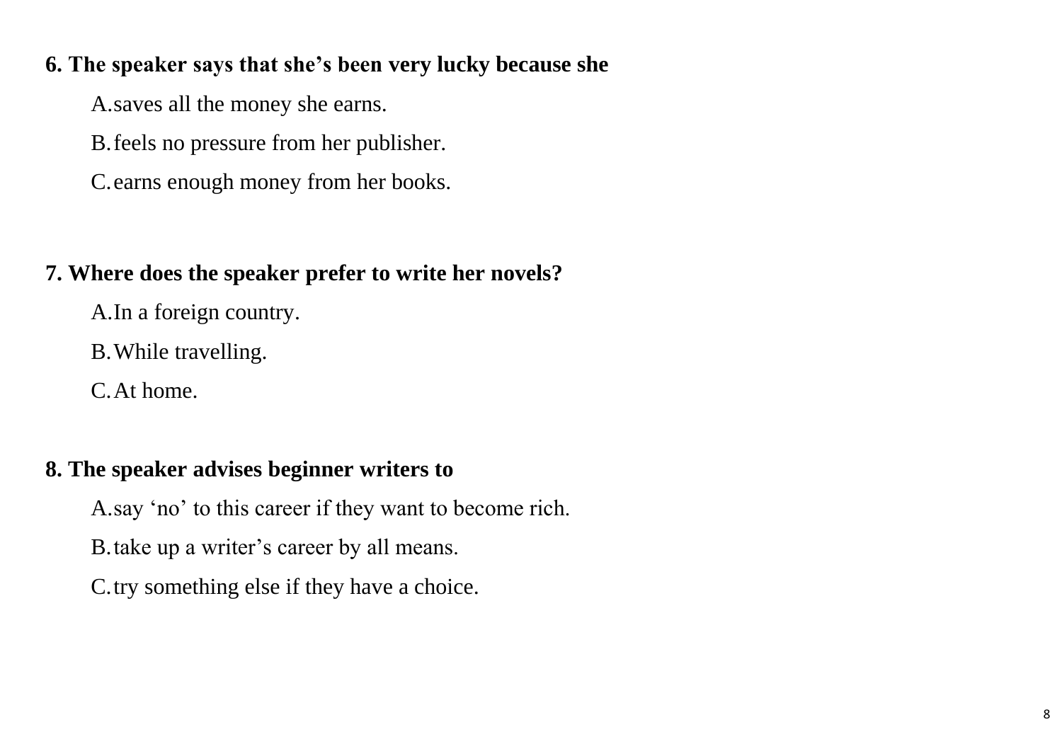**6. The speaker says that she's been very lucky because she**

A. saves all the money she earns.

B. feels no pressure from her publisher.

C. earns enough money from her books.

**7. Where does the speaker prefer to write her novels?**

A. In a foreign country.

B. While travelling.

C. At home.

**8. The speaker advises beginner writers to**

A. say 'no' to this career if they want to become rich.

B. take up a writer's career by all means.

C. try something else if they have a choice.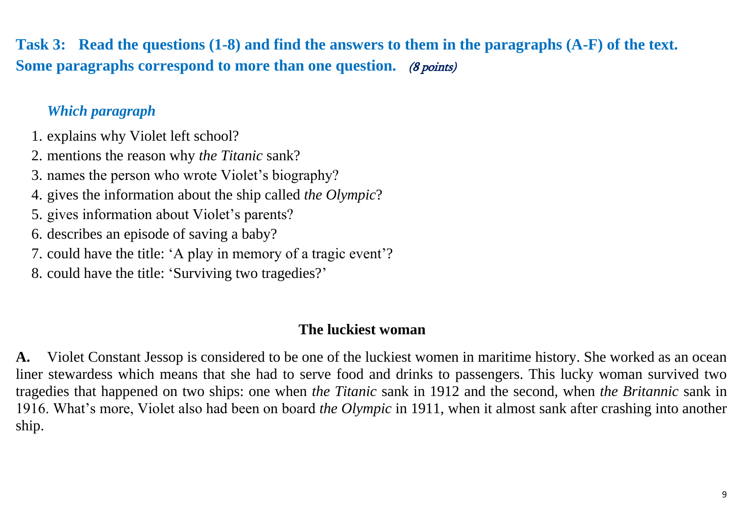**Task 3: Read the questions (1-8) and find the answers to them in the paragraphs (A-F) of the text. Some paragraphs correspond to more than one question.** *(8 points)*

***Which paragraph***

1. explains why Violet left school?
2. mentions the reason why *the Titanic* sank?
3. names the person who wrote Violet's biography?
4. gives the information about the ship called *the Olympic*?
5. gives information about Violet's parents?
6. describes an episode of saving a baby?
7. could have the title: 'A play in memory of a tragic event'?
8. could have the title: 'Surviving two tragedies?'

### The luckiest woman

**A.** Violet Constant Jessop is considered to be one of the luckiest women in maritime history. She worked as an ocean liner stewardess which means that she had to serve food and drinks to passengers. This lucky woman survived two tragedies that happened on two ships: one when *the Titanic* sank in 1912 and the second, when *the Britannic* sank in 1916. What's more, Violet also had been on board *the Olympic* in 1911, when it almost sank after crashing into another ship.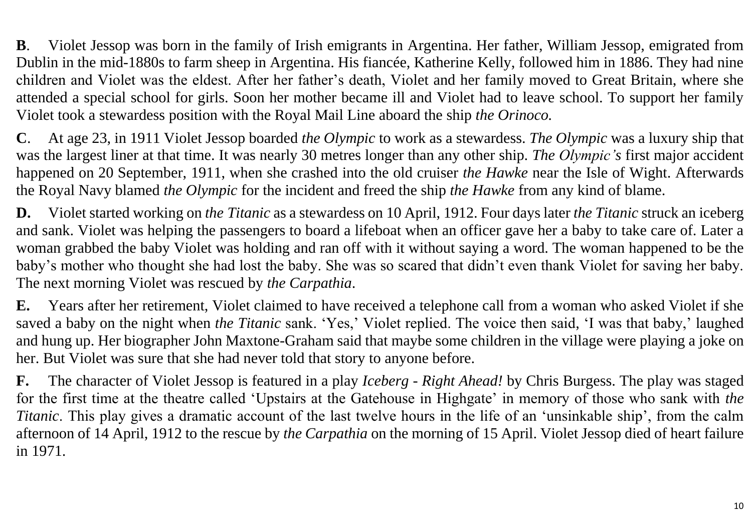**B**. Violet Jessop was born in the family of Irish emigrants in Argentina. Her father, William Jessop, emigrated from Dublin in the mid-1880s to farm sheep in Argentina. His fiancée, Katherine Kelly, followed him in 1886. They had nine children and Violet was the eldest. After her father's death, Violet and her family moved to Great Britain, where she attended a special school for girls. Soon her mother became ill and Violet had to leave school. To support her family Violet took a stewardess position with the Royal Mail Line aboard the ship *the Orinoco.*

**C**. At age 23, in 1911 Violet Jessop boarded *the Olympic* to work as a stewardess. *The Olympic* was a luxury ship that was the largest liner at that time. It was nearly 30 metres longer than any other ship. *The Olympic's* first major accident happened on 20 September, 1911, when she crashed into the old cruiser *the Hawke* near the Isle of Wight. Afterwards the Royal Navy blamed *the Olympic* for the incident and freed the ship *the Hawke* from any kind of blame.

**D.** Violet started working on *the Titanic* as a stewardess on 10 April, 1912. Four days later *the Titanic* struck an iceberg and sank. Violet was helping the passengers to board a lifeboat when an officer gave her a baby to take care of. Later a woman grabbed the baby Violet was holding and ran off with it without saying a word. The woman happened to be the baby's mother who thought she had lost the baby. She was so scared that didn't even thank Violet for saving her baby. The next morning Violet was rescued by *the Carpathia*.

**E.** Years after her retirement, Violet claimed to have received a telephone call from a woman who asked Violet if she saved a baby on the night when *the Titanic* sank. 'Yes,' Violet replied. The voice then said, 'I was that baby,' laughed and hung up. Her biographer John Maxtone-Graham said that maybe some children in the village were playing a joke on her. But Violet was sure that she had never told that story to anyone before.

**F.** The character of Violet Jessop is featured in a play *Iceberg - Right Ahead!* by Chris Burgess. The play was staged for the first time at the theatre called 'Upstairs at the Gatehouse in Highgate' in memory of those who sank with *the Titanic*. This play gives a dramatic account of the last twelve hours in the life of an 'unsinkable ship', from the calm afternoon of 14 April, 1912 to the rescue by *the Carpathia* on the morning of 15 April. Violet Jessop died of heart failure in 1971.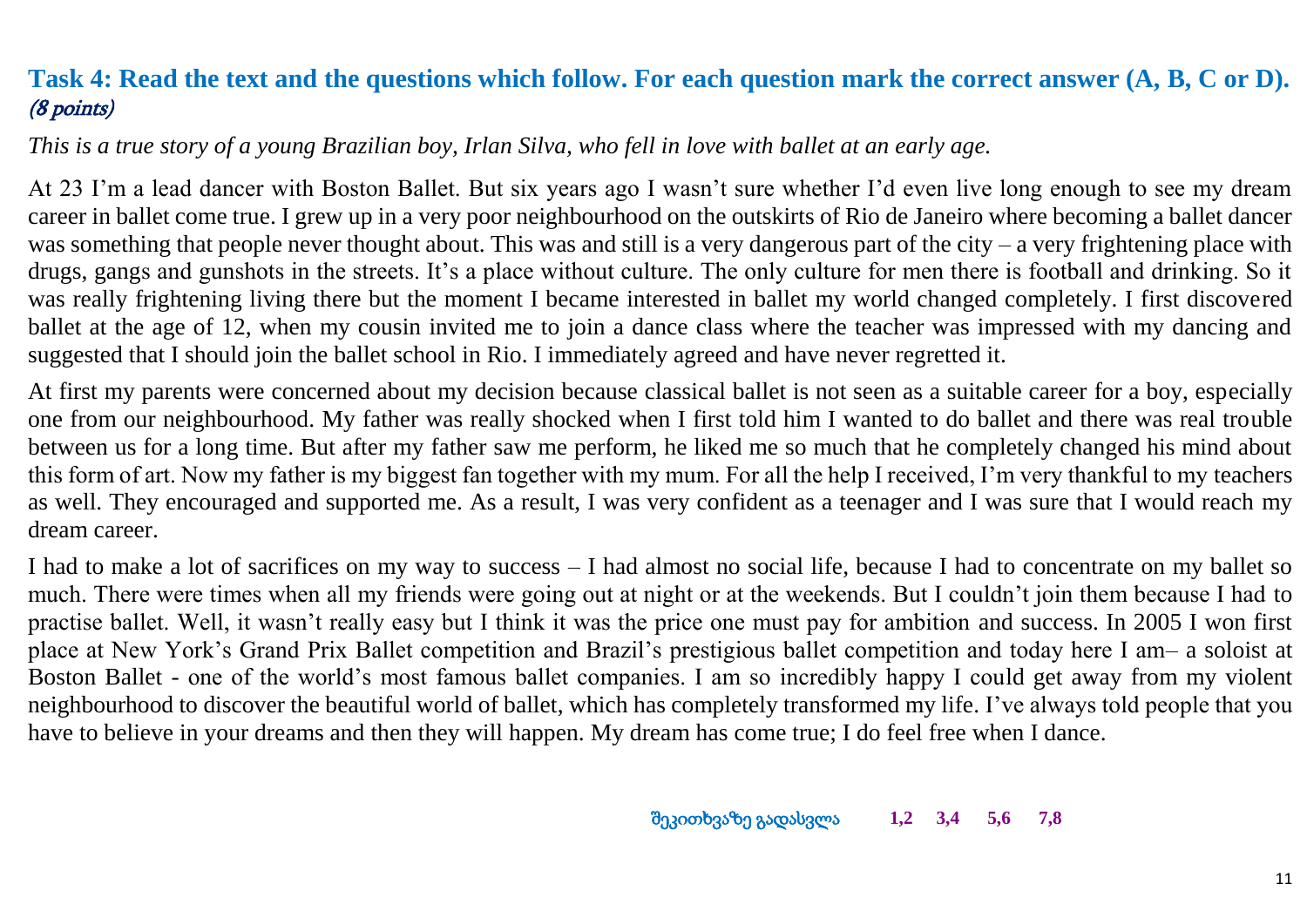## Task 4: Read the text and the questions which follow. For each question mark the correct answer (A, B, C or D). *(8 points)*

*This is a true story of a young Brazilian boy, Irlan Silva, who fell in love with ballet at an early age.*

At 23 I'm a lead dancer with Boston Ballet. But six years ago I wasn't sure whether I'd even live long enough to see my dream career in ballet come true. I grew up in a very poor neighbourhood on the outskirts of Rio de Janeiro where becoming a ballet dancer was something that people never thought about. This was and still is a very dangerous part of the city – a very frightening place with drugs, gangs and gunshots in the streets. It's a place without culture. The only culture for men there is football and drinking. So it was really frightening living there but the moment I became interested in ballet my world changed completely. I first discovered ballet at the age of 12, when my cousin invited me to join a dance class where the teacher was impressed with my dancing and suggested that I should join the ballet school in Rio. I immediately agreed and have never regretted it.

At first my parents were concerned about my decision because classical ballet is not seen as a suitable career for a boy, especially one from our neighbourhood. My father was really shocked when I first told him I wanted to do ballet and there was real trouble between us for a long time. But after my father saw me perform, he liked me so much that he completely changed his mind about this form of art. Now my father is my biggest fan together with my mum. For all the help I received, I'm very thankful to my teachers as well. They encouraged and supported me. As a result, I was very confident as a teenager and I was sure that I would reach my dream career.

I had to make a lot of sacrifices on my way to success – I had almost no social life, because I had to concentrate on my ballet so much. There were times when all my friends were going out at night or at the weekends. But I couldn't join them because I had to practise ballet. Well, it wasn't really easy but I think it was the price one must pay for ambition and success. In 2005 I won first place at New York's Grand Prix Ballet competition and Brazil's prestigious ballet competition and today here I am– a soloist at Boston Ballet - one of the world's most famous ballet companies. I am so incredibly happy I could get away from my violent neighbourhood to discover the beautiful world of ballet, which has completely transformed my life. I've always told people that you have to believe in your dreams and then they will happen. My dream has come true; I do feel free when I dance.

შეკითხვაზე გადასვლა **1,2** **3,4** **5,6** **7,8**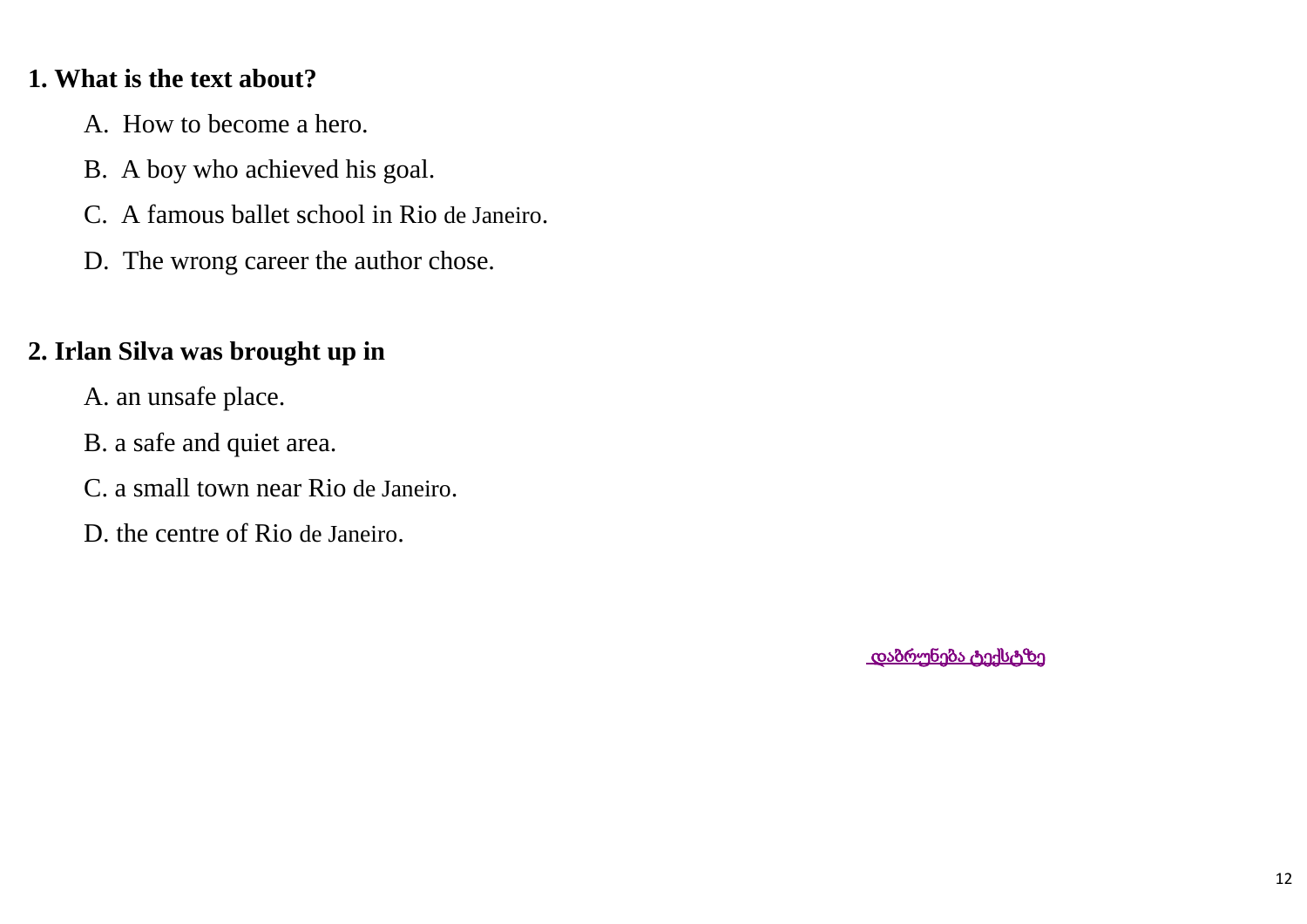**1. What is the text about?**

A. How to become a hero.

B. A boy who achieved his goal.

C. A famous ballet school in Rio de Janeiro.

D. The wrong career the author chose.

**2. Irlan Silva was brought up in**

A. an unsafe place.

B. a safe and quiet area.

C. a small town near Rio de Janeiro.

D. the centre of Rio de Janeiro.

დაბრუნება ტექსტზე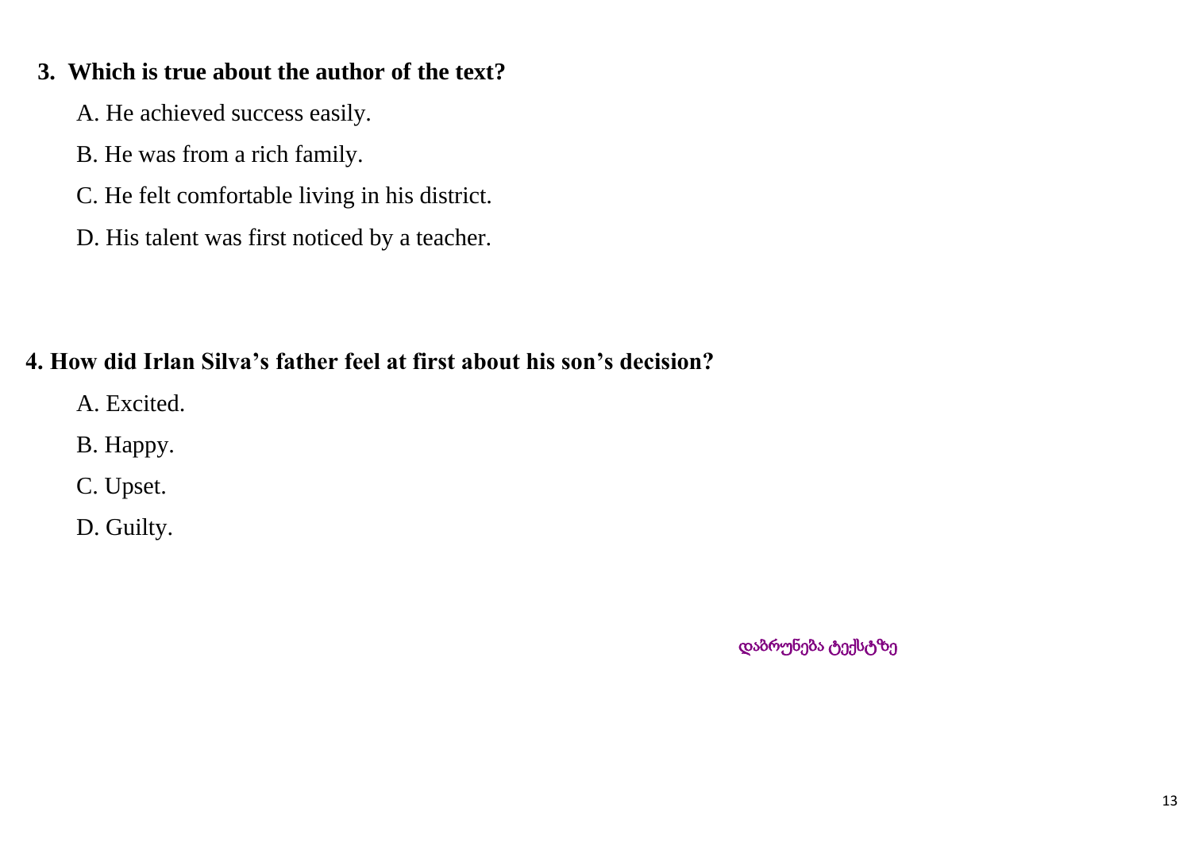**3. Which is true about the author of the text?**

A. He achieved success easily.

B. He was from a rich family.

C. He felt comfortable living in his district.

D. His talent was first noticed by a teacher.

**4. How did Irlan Silva's father feel at first about his son's decision?**

A. Excited.

B. Happy.

C. Upset.

D. Guilty.

დაბრუნება ტექსტზე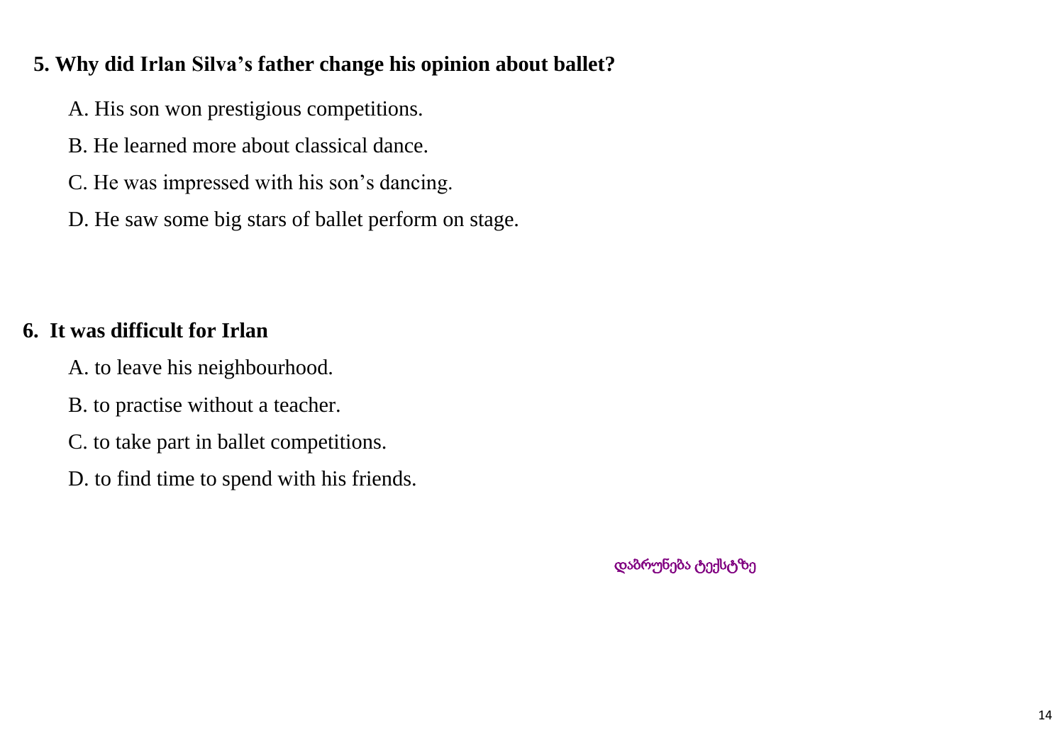**5. Why did Irlan Silva's father change his opinion about ballet?**

A. His son won prestigious competitions.

B. He learned more about classical dance.

C. He was impressed with his son's dancing.

D. He saw some big stars of ballet perform on stage.

**6. It was difficult for Irlan**

A. to leave his neighbourhood.

B. to practise without a teacher.

C. to take part in ballet competitions.

D. to find time to spend with his friends.

დაბრუნება ტექსტზე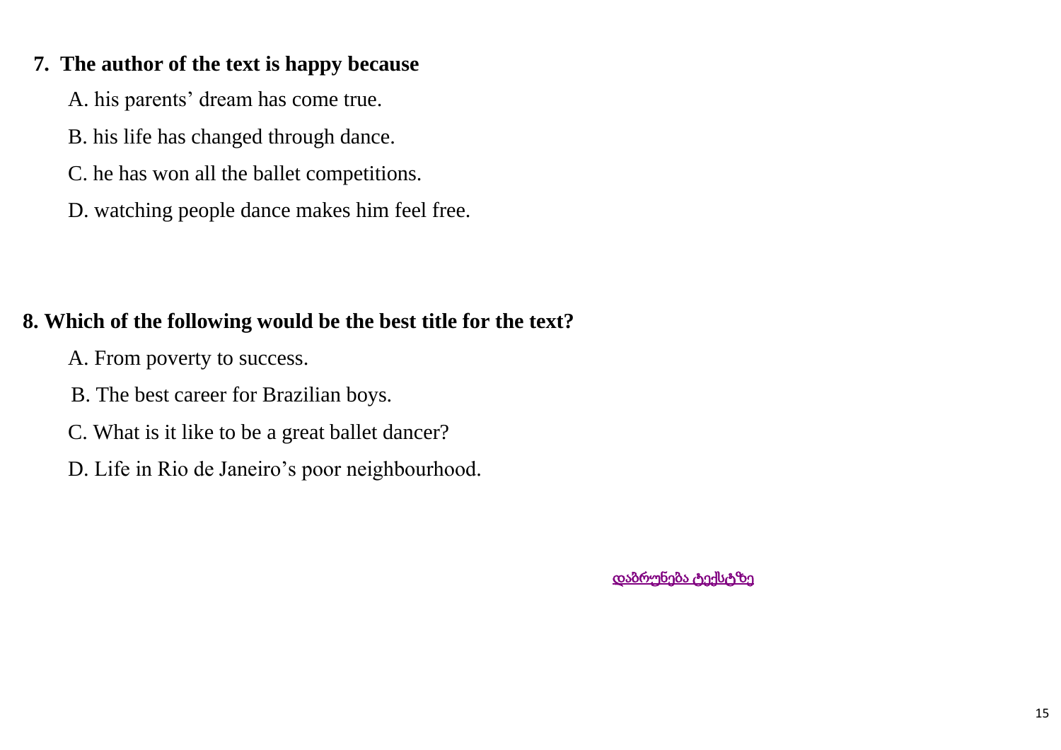**7. The author of the text is happy because**

A. his parents' dream has come true.

B. his life has changed through dance.

C. he has won all the ballet competitions.

D. watching people dance makes him feel free.

**8. Which of the following would be the best title for the text?**

A. From poverty to success.

B. The best career for Brazilian boys.

C. What is it like to be a great ballet dancer?

D. Life in Rio de Janeiro's poor neighbourhood.

დაბრუნება ტექსტზე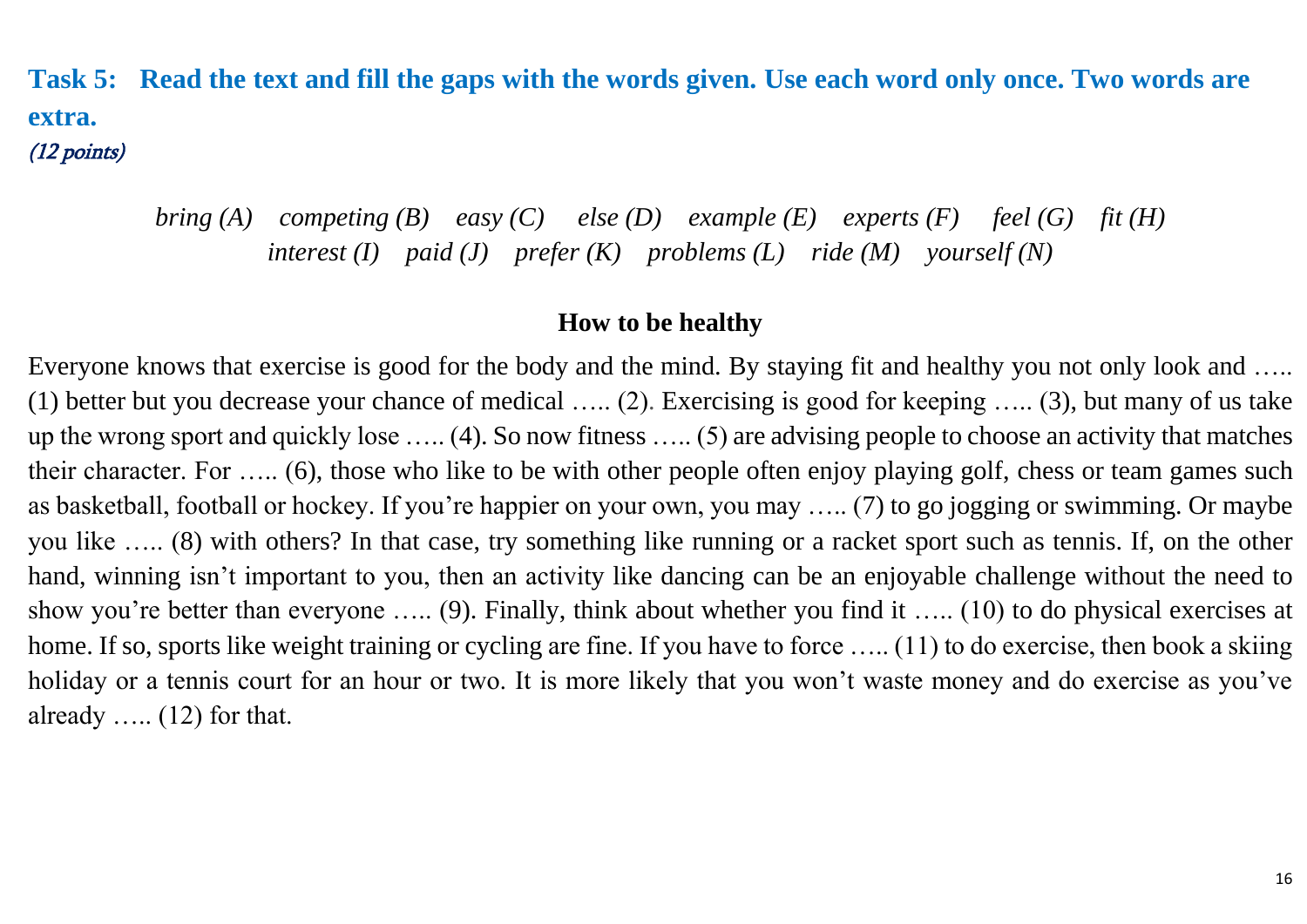**Task 5: Read the text and fill the gaps with the words given. Use each word only once. Two words are extra.**
*(12 points)*

*bring (A) competing (B) easy (C) else (D) example (E) experts (F) feel (G) fit (H) interest (I) paid (J) prefer (K) problems (L) ride (M) yourself (N)*

**How to be healthy**

Everyone knows that exercise is good for the body and the mind. By staying fit and healthy you not only look and ….. (1) better but you decrease your chance of medical ….. (2). Exercising is good for keeping ….. (3), but many of us take up the wrong sport and quickly lose ….. (4). So now fitness ….. (5) are advising people to choose an activity that matches their character. For ….. (6), those who like to be with other people often enjoy playing golf, chess or team games such as basketball, football or hockey. If you're happier on your own, you may ….. (7) to go jogging or swimming. Or maybe you like ….. (8) with others? In that case, try something like running or a racket sport such as tennis. If, on the other hand, winning isn't important to you, then an activity like dancing can be an enjoyable challenge without the need to show you're better than everyone ….. (9). Finally, think about whether you find it ….. (10) to do physical exercises at home. If so, sports like weight training or cycling are fine. If you have to force ….. (11) to do exercise, then book a skiing holiday or a tennis court for an hour or two. It is more likely that you won't waste money and do exercise as you've already ….. (12) for that.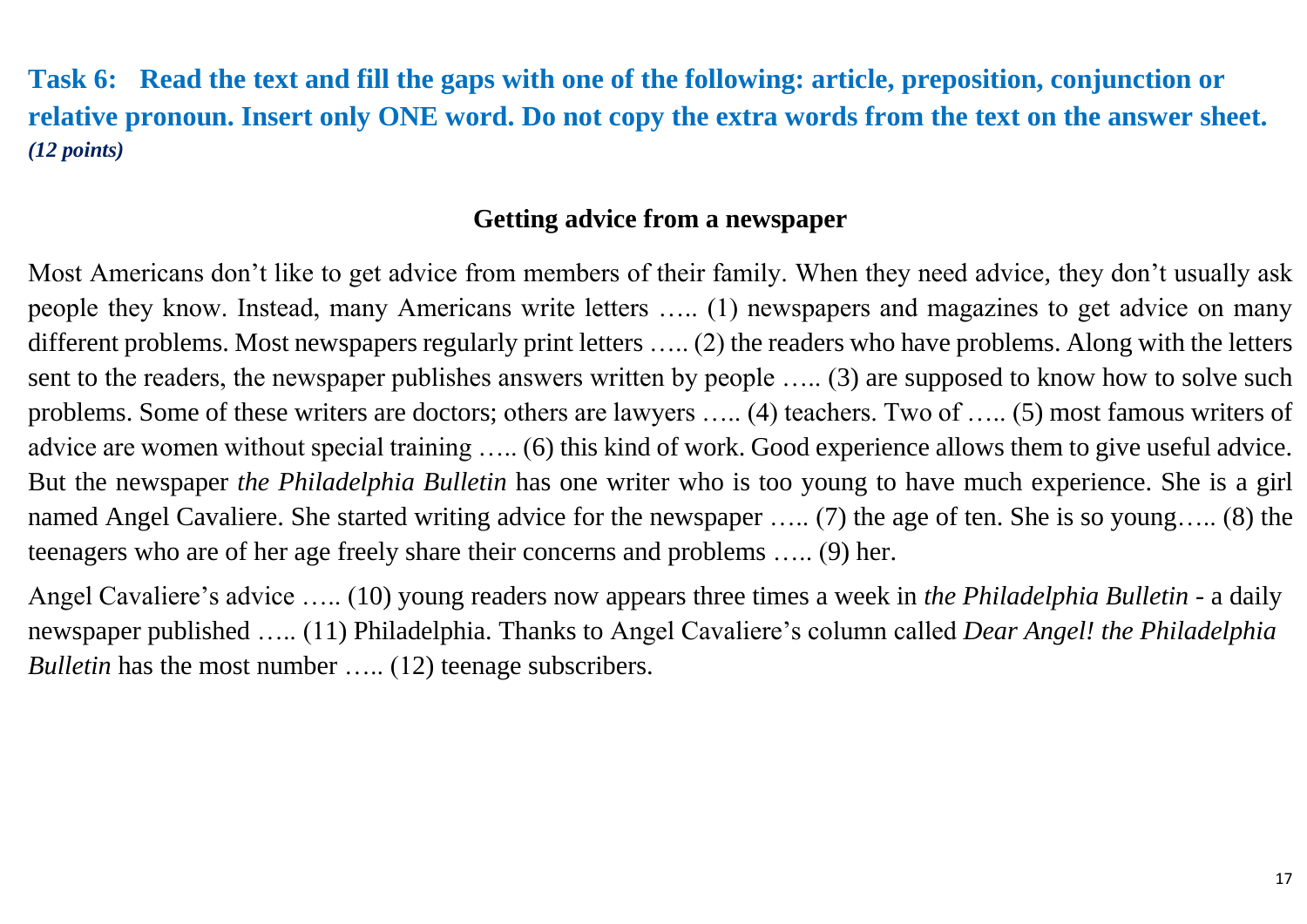**Task 6: Read the text and fill the gaps with one of the following: article, preposition, conjunction or relative pronoun. Insert only ONE word. Do not copy the extra words from the text on the answer sheet.** ***(12 points)***

## Getting advice from a newspaper

Most Americans don't like to get advice from members of their family. When they need advice, they don't usually ask people they know. Instead, many Americans write letters ….. (1) newspapers and magazines to get advice on many different problems. Most newspapers regularly print letters ….. (2) the readers who have problems. Along with the letters sent to the readers, the newspaper publishes answers written by people ….. (3) are supposed to know how to solve such problems. Some of these writers are doctors; others are lawyers ….. (4) teachers. Two of ….. (5) most famous writers of advice are women without special training ….. (6) this kind of work. Good experience allows them to give useful advice. But the newspaper *the Philadelphia Bulletin* has one writer who is too young to have much experience. She is a girl named Angel Cavaliere. She started writing advice for the newspaper ….. (7) the age of ten. She is so young….. (8) the teenagers who are of her age freely share their concerns and problems ….. (9) her.

Angel Cavaliere's advice ….. (10) young readers now appears three times a week in *the Philadelphia Bulletin* - a daily newspaper published ….. (11) Philadelphia. Thanks to Angel Cavaliere's column called *Dear Angel! the Philadelphia Bulletin* has the most number ….. (12) teenage subscribers.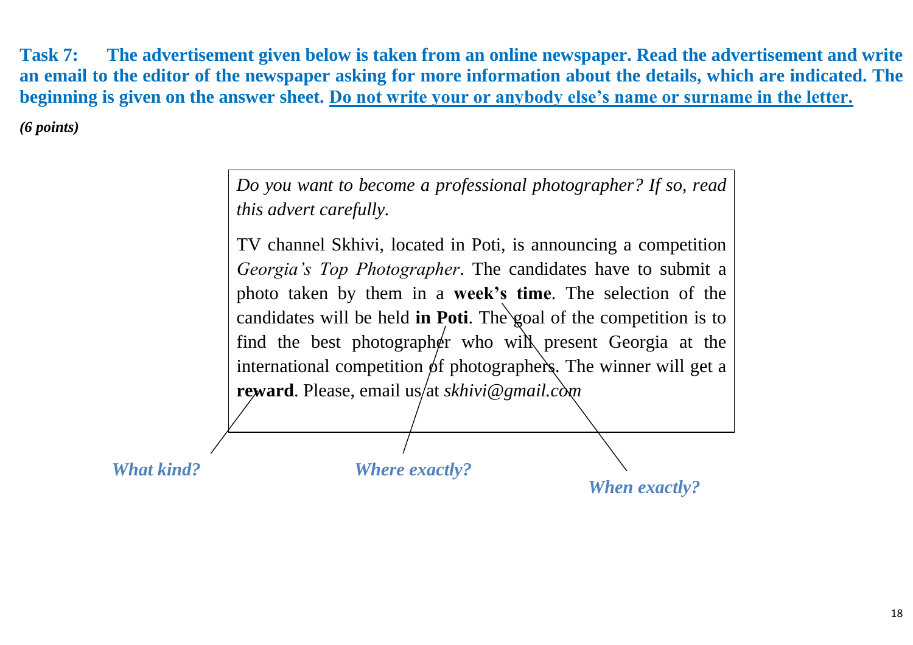**Task 7: The advertisement given below is taken from an online newspaper. Read the advertisement and write an email to the editor of the newspaper asking for more information about the details, which are indicated. The beginning is given on the answer sheet. Do not write your or anybody else's name or surname in the letter.**

***(6 points)***

> *Do you want to become a professional photographer? If so, read this advert carefully.*
>
> TV channel Skhivi, located in Poti, is announcing a competition *Georgia's Top Photographer*. The candidates have to submit a photo taken by them in a **week's time**. The selection of the candidates will be held **in Poti**. The goal of the competition is to find the best photographer who will present Georgia at the international competition of photographers. The winner will get a **reward**. Please, email us at *skhivi@gmail.com*

***What kind?*** (reward)

***Where exactly?*** (in Poti)

***When exactly?*** (week's time)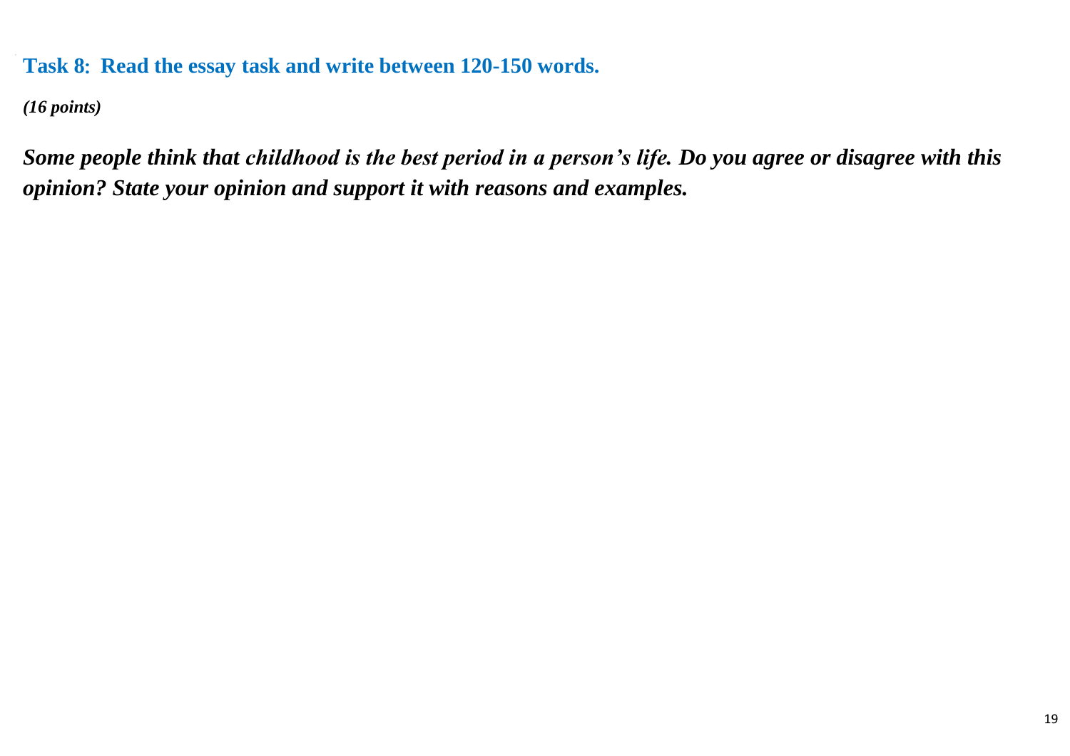**Task 8: Read the essay task and write between 120-150 words.**

***(16 points)***

***Some people think that childhood is the best period in a person's life. Do you agree or disagree with this opinion? State your opinion and support it with reasons and examples.***